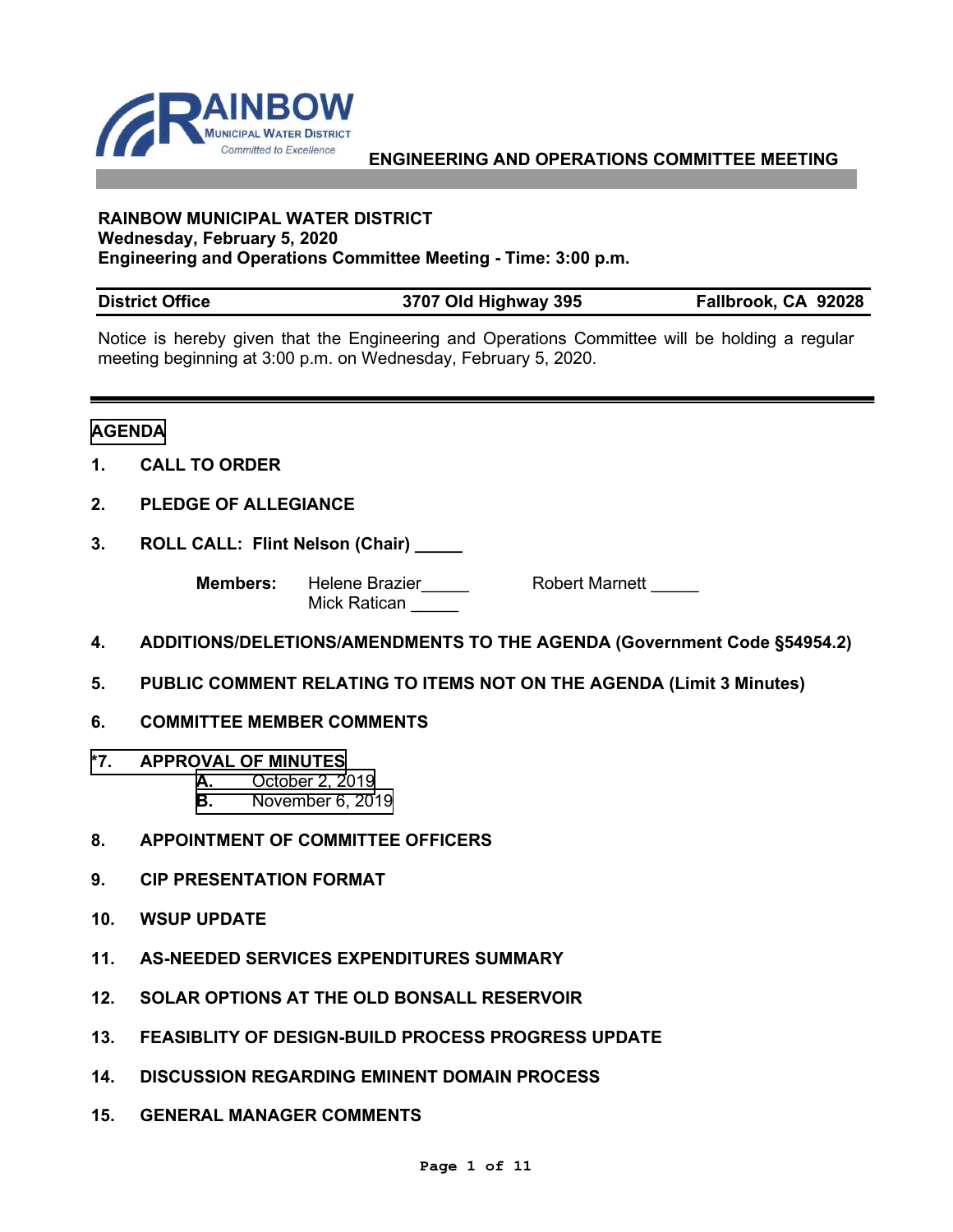**ENGINEERING AND OPERATIONS COMMITTEE MEETING**

**RAINBOW MUNICIPAL WATER DISTRICT**
**Wednesday, February 5, 2020**
**Engineering and Operations Committee Meeting - Time: 3:00 p.m.**

| District Office | 3707 Old Highway 395 | Fallbrook, CA 92028 |
|---|---|---|

Notice is hereby given that the Engineering and Operations Committee will be holding a regular meeting beginning at 3:00 p.m. on Wednesday, February 5, 2020.

## AGENDA

**1. CALL TO ORDER**

**2. PLEDGE OF ALLEGIANCE**

**3. ROLL CALL: Flint Nelson (Chair) _____**

**Members:** Helene Brazier_____ Robert Marnett _____
Mick Ratican _____

**4. ADDITIONS/DELETIONS/AMENDMENTS TO THE AGENDA (Government Code §54954.2)**

**5. PUBLIC COMMENT RELATING TO ITEMS NOT ON THE AGENDA (Limit 3 Minutes)**

**6. COMMITTEE MEMBER COMMENTS**

**\*7. APPROVAL OF MINUTES**
- **A.** October 2, 2019
- **B.** November 6, 2019

**8. APPOINTMENT OF COMMITTEE OFFICERS**

**9. CIP PRESENTATION FORMAT**

**10. WSUP UPDATE**

**11. AS-NEEDED SERVICES EXPENDITURES SUMMARY**

**12. SOLAR OPTIONS AT THE OLD BONSALL RESERVOIR**

**13. FEASIBLITY OF DESIGN-BUILD PROCESS PROGRESS UPDATE**

**14. DISCUSSION REGARDING EMINENT DOMAIN PROCESS**

**15. GENERAL MANAGER COMMENTS**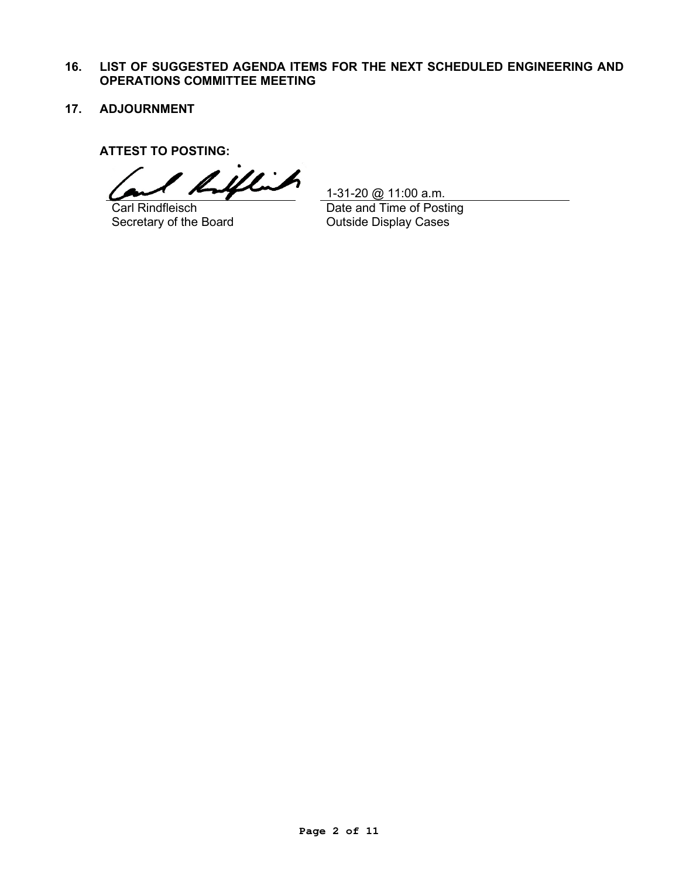**16. LIST OF SUGGESTED AGENDA ITEMS FOR THE NEXT SCHEDULED ENGINEERING AND OPERATIONS COMMITTEE MEETING**

**17. ADJOURNMENT**

**ATTEST TO POSTING:**

Carl Rindfleisch
Secretary of the Board

1-31-20 @ 11:00 a.m.
Date and Time of Posting
Outside Display Cases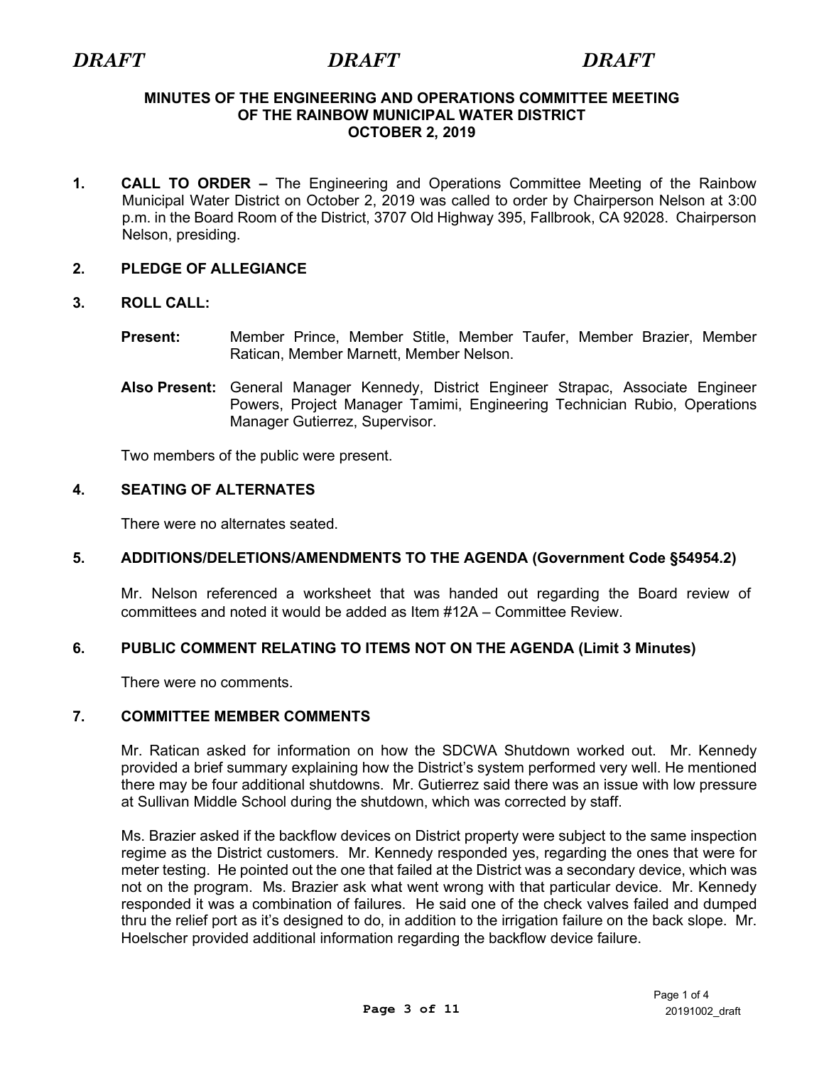*DRAFT* *DRAFT* *DRAFT*

**MINUTES OF THE ENGINEERING AND OPERATIONS COMMITTEE MEETING OF THE RAINBOW MUNICIPAL WATER DISTRICT OCTOBER 2, 2019**

**1. CALL TO ORDER –** The Engineering and Operations Committee Meeting of the Rainbow Municipal Water District on October 2, 2019 was called to order by Chairperson Nelson at 3:00 p.m. in the Board Room of the District, 3707 Old Highway 395, Fallbrook, CA 92028. Chairperson Nelson, presiding.

**2. PLEDGE OF ALLEGIANCE**

**3. ROLL CALL:**

**Present:** Member Prince, Member Stitle, Member Taufer, Member Brazier, Member Ratican, Member Marnett, Member Nelson.

**Also Present:** General Manager Kennedy, District Engineer Strapac, Associate Engineer Powers, Project Manager Tamimi, Engineering Technician Rubio, Operations Manager Gutierrez, Supervisor.

Two members of the public were present.

**4. SEATING OF ALTERNATES**

There were no alternates seated.

**5. ADDITIONS/DELETIONS/AMENDMENTS TO THE AGENDA (Government Code §54954.2)**

Mr. Nelson referenced a worksheet that was handed out regarding the Board review of committees and noted it would be added as Item #12A – Committee Review.

**6. PUBLIC COMMENT RELATING TO ITEMS NOT ON THE AGENDA (Limit 3 Minutes)**

There were no comments.

**7. COMMITTEE MEMBER COMMENTS**

Mr. Ratican asked for information on how the SDCWA Shutdown worked out. Mr. Kennedy provided a brief summary explaining how the District's system performed very well. He mentioned there may be four additional shutdowns. Mr. Gutierrez said there was an issue with low pressure at Sullivan Middle School during the shutdown, which was corrected by staff.

Ms. Brazier asked if the backflow devices on District property were subject to the same inspection regime as the District customers. Mr. Kennedy responded yes, regarding the ones that were for meter testing. He pointed out the one that failed at the District was a secondary device, which was not on the program. Ms. Brazier ask what went wrong with that particular device. Mr. Kennedy responded it was a combination of failures. He said one of the check valves failed and dumped thru the relief port as it's designed to do, in addition to the irrigation failure on the back slope. Mr. Hoelscher provided additional information regarding the backflow device failure.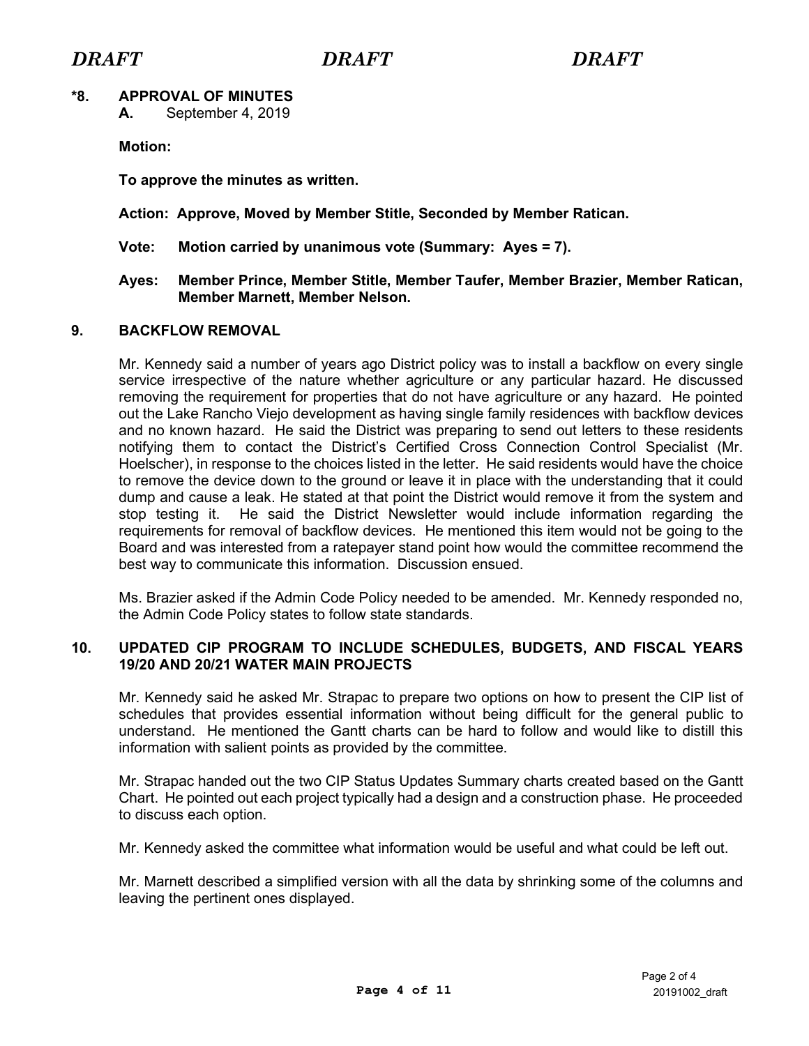*DRAFT* *DRAFT* *DRAFT*

**\*8. APPROVAL OF MINUTES**

**A.** September 4, 2019

**Motion:**

**To approve the minutes as written.**

**Action: Approve, Moved by Member Stitle, Seconded by Member Ratican.**

**Vote: Motion carried by unanimous vote (Summary: Ayes = 7).**

**Ayes: Member Prince, Member Stitle, Member Taufer, Member Brazier, Member Ratican, Member Marnett, Member Nelson.**

**9. BACKFLOW REMOVAL**

Mr. Kennedy said a number of years ago District policy was to install a backflow on every single service irrespective of the nature whether agriculture or any particular hazard. He discussed removing the requirement for properties that do not have agriculture or any hazard. He pointed out the Lake Rancho Viejo development as having single family residences with backflow devices and no known hazard. He said the District was preparing to send out letters to these residents notifying them to contact the District's Certified Cross Connection Control Specialist (Mr. Hoelscher), in response to the choices listed in the letter. He said residents would have the choice to remove the device down to the ground or leave it in place with the understanding that it could dump and cause a leak. He stated at that point the District would remove it from the system and stop testing it. He said the District Newsletter would include information regarding the requirements for removal of backflow devices. He mentioned this item would not be going to the Board and was interested from a ratepayer stand point how would the committee recommend the best way to communicate this information. Discussion ensued.

Ms. Brazier asked if the Admin Code Policy needed to be amended. Mr. Kennedy responded no, the Admin Code Policy states to follow state standards.

**10. UPDATED CIP PROGRAM TO INCLUDE SCHEDULES, BUDGETS, AND FISCAL YEARS 19/20 AND 20/21 WATER MAIN PROJECTS**

Mr. Kennedy said he asked Mr. Strapac to prepare two options on how to present the CIP list of schedules that provides essential information without being difficult for the general public to understand. He mentioned the Gantt charts can be hard to follow and would like to distill this information with salient points as provided by the committee.

Mr. Strapac handed out the two CIP Status Updates Summary charts created based on the Gantt Chart. He pointed out each project typically had a design and a construction phase. He proceeded to discuss each option.

Mr. Kennedy asked the committee what information would be useful and what could be left out.

Mr. Marnett described a simplified version with all the data by shrinking some of the columns and leaving the pertinent ones displayed.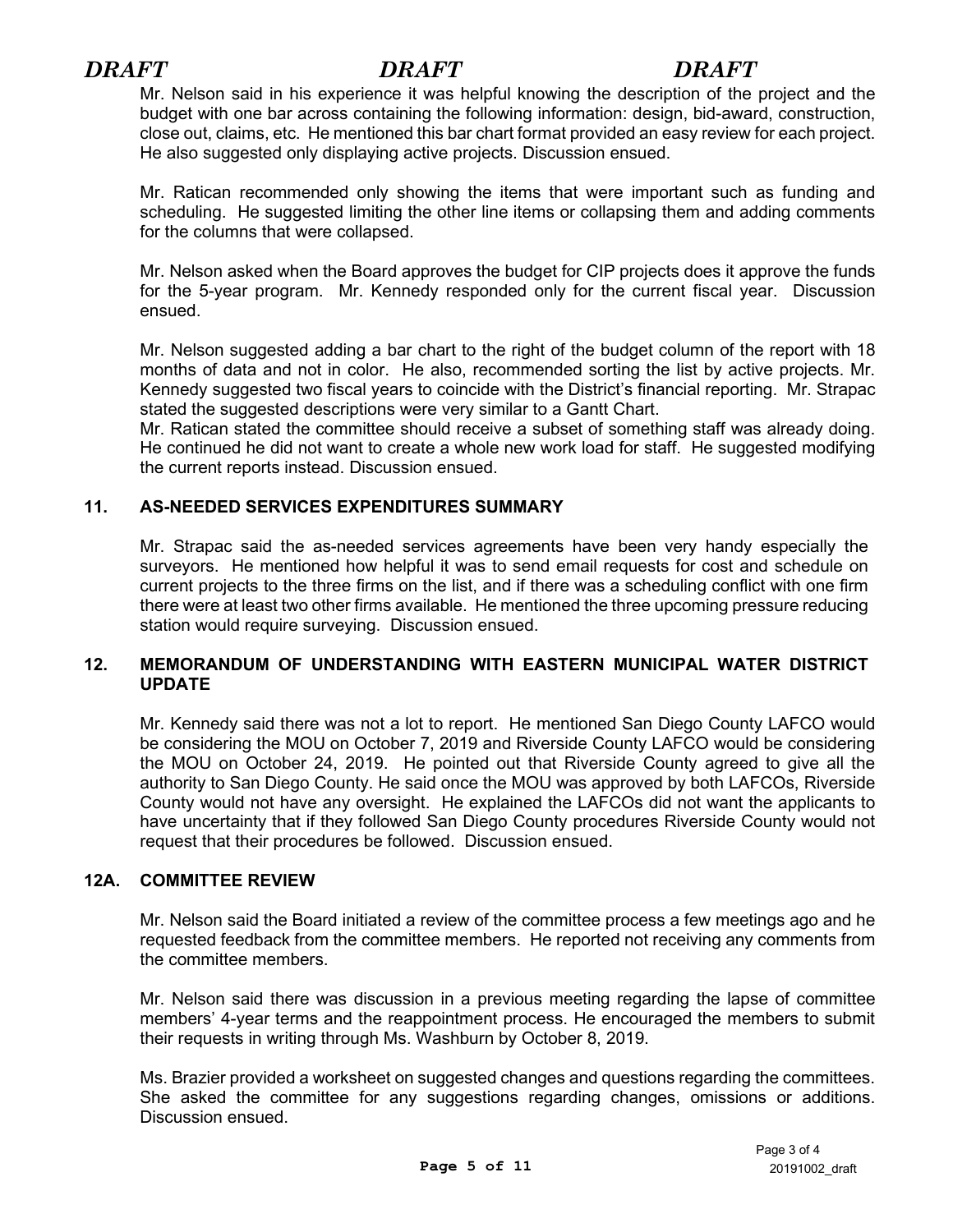Mr. Nelson said in his experience it was helpful knowing the description of the project and the budget with one bar across containing the following information: design, bid-award, construction, close out, claims, etc. He mentioned this bar chart format provided an easy review for each project. He also suggested only displaying active projects. Discussion ensued.

Mr. Ratican recommended only showing the items that were important such as funding and scheduling. He suggested limiting the other line items or collapsing them and adding comments for the columns that were collapsed.

Mr. Nelson asked when the Board approves the budget for CIP projects does it approve the funds for the 5-year program. Mr. Kennedy responded only for the current fiscal year. Discussion ensued.

Mr. Nelson suggested adding a bar chart to the right of the budget column of the report with 18 months of data and not in color. He also, recommended sorting the list by active projects. Mr. Kennedy suggested two fiscal years to coincide with the District's financial reporting. Mr. Strapac stated the suggested descriptions were very similar to a Gantt Chart.
Mr. Ratican stated the committee should receive a subset of something staff was already doing. He continued he did not want to create a whole new work load for staff. He suggested modifying the current reports instead. Discussion ensued.

## 11. AS-NEEDED SERVICES EXPENDITURES SUMMARY

Mr. Strapac said the as-needed services agreements have been very handy especially the surveyors. He mentioned how helpful it was to send email requests for cost and schedule on current projects to the three firms on the list, and if there was a scheduling conflict with one firm there were at least two other firms available. He mentioned the three upcoming pressure reducing station would require surveying. Discussion ensued.

## 12. MEMORANDUM OF UNDERSTANDING WITH EASTERN MUNICIPAL WATER DISTRICT UPDATE

Mr. Kennedy said there was not a lot to report. He mentioned San Diego County LAFCO would be considering the MOU on October 7, 2019 and Riverside County LAFCO would be considering the MOU on October 24, 2019. He pointed out that Riverside County agreed to give all the authority to San Diego County. He said once the MOU was approved by both LAFCOs, Riverside County would not have any oversight. He explained the LAFCOs did not want the applicants to have uncertainty that if they followed San Diego County procedures Riverside County would not request that their procedures be followed. Discussion ensued.

## 12A. COMMITTEE REVIEW

Mr. Nelson said the Board initiated a review of the committee process a few meetings ago and he requested feedback from the committee members. He reported not receiving any comments from the committee members.

Mr. Nelson said there was discussion in a previous meeting regarding the lapse of committee members' 4-year terms and the reappointment process. He encouraged the members to submit their requests in writing through Ms. Washburn by October 8, 2019.

Ms. Brazier provided a worksheet on suggested changes and questions regarding the committees. She asked the committee for any suggestions regarding changes, omissions or additions. Discussion ensued.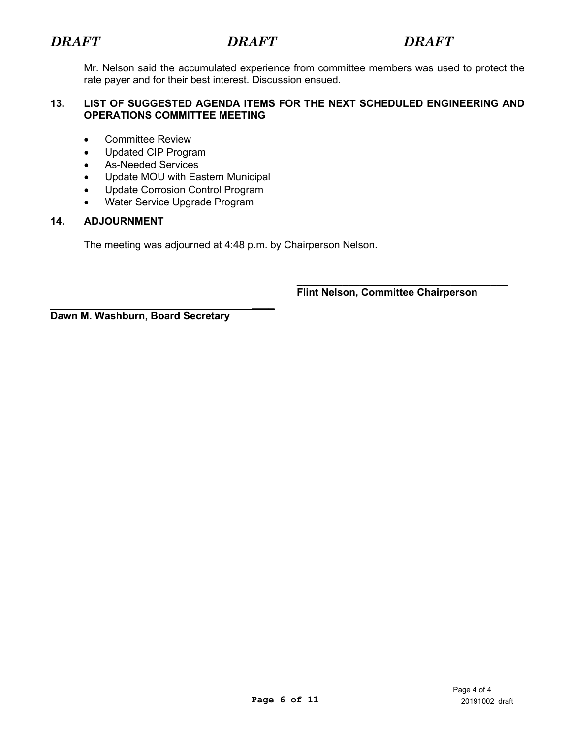*DRAFT* *DRAFT* *DRAFT*

Mr. Nelson said the accumulated experience from committee members was used to protect the rate payer and for their best interest. Discussion ensued.

**13. LIST OF SUGGESTED AGENDA ITEMS FOR THE NEXT SCHEDULED ENGINEERING AND OPERATIONS COMMITTEE MEETING**

- Committee Review
- Updated CIP Program
- As-Needed Services
- Update MOU with Eastern Municipal
- Update Corrosion Control Program
- Water Service Upgrade Program

**14. ADJOURNMENT**

The meeting was adjourned at 4:48 p.m. by Chairperson Nelson.

\_\_\_\_\_\_\_\_\_\_\_\_\_\_\_\_\_\_\_\_\_\_\_\_\_\_\_\_\_\_\_\_\_\_\_\_\_\_
**Flint Nelson, Committee Chairperson**

\_\_\_\_\_\_\_\_\_\_\_\_\_\_\_\_\_\_\_\_\_\_\_\_\_\_\_\_\_\_\_\_\_\_\_\_\_\_
**Dawn M. Washburn, Board Secretary**

20191002_draft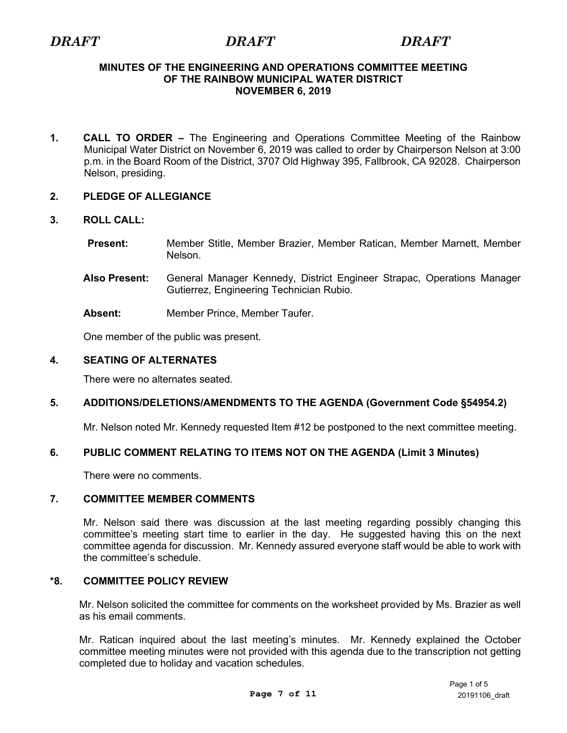*DRAFT* *DRAFT* *DRAFT*

**MINUTES OF THE ENGINEERING AND OPERATIONS COMMITTEE MEETING OF THE RAINBOW MUNICIPAL WATER DISTRICT NOVEMBER 6, 2019**

**1. CALL TO ORDER –** The Engineering and Operations Committee Meeting of the Rainbow Municipal Water District on November 6, 2019 was called to order by Chairperson Nelson at 3:00 p.m. in the Board Room of the District, 3707 Old Highway 395, Fallbrook, CA 92028. Chairperson Nelson, presiding.

**2. PLEDGE OF ALLEGIANCE**

**3. ROLL CALL:**

**Present:** Member Stitle, Member Brazier, Member Ratican, Member Marnett, Member Nelson.

**Also Present:** General Manager Kennedy, District Engineer Strapac, Operations Manager Gutierrez, Engineering Technician Rubio.

**Absent:** Member Prince, Member Taufer.

One member of the public was present.

**4. SEATING OF ALTERNATES**

There were no alternates seated.

**5. ADDITIONS/DELETIONS/AMENDMENTS TO THE AGENDA (Government Code §54954.2)**

Mr. Nelson noted Mr. Kennedy requested Item #12 be postponed to the next committee meeting.

**6. PUBLIC COMMENT RELATING TO ITEMS NOT ON THE AGENDA (Limit 3 Minutes)**

There were no comments.

**7. COMMITTEE MEMBER COMMENTS**

Mr. Nelson said there was discussion at the last meeting regarding possibly changing this committee's meeting start time to earlier in the day. He suggested having this on the next committee agenda for discussion. Mr. Kennedy assured everyone staff would be able to work with the committee's schedule.

**\*8. COMMITTEE POLICY REVIEW**

Mr. Nelson solicited the committee for comments on the worksheet provided by Ms. Brazier as well as his email comments.

Mr. Ratican inquired about the last meeting's minutes. Mr. Kennedy explained the October committee meeting minutes were not provided with this agenda due to the transcription not getting completed due to holiday and vacation schedules.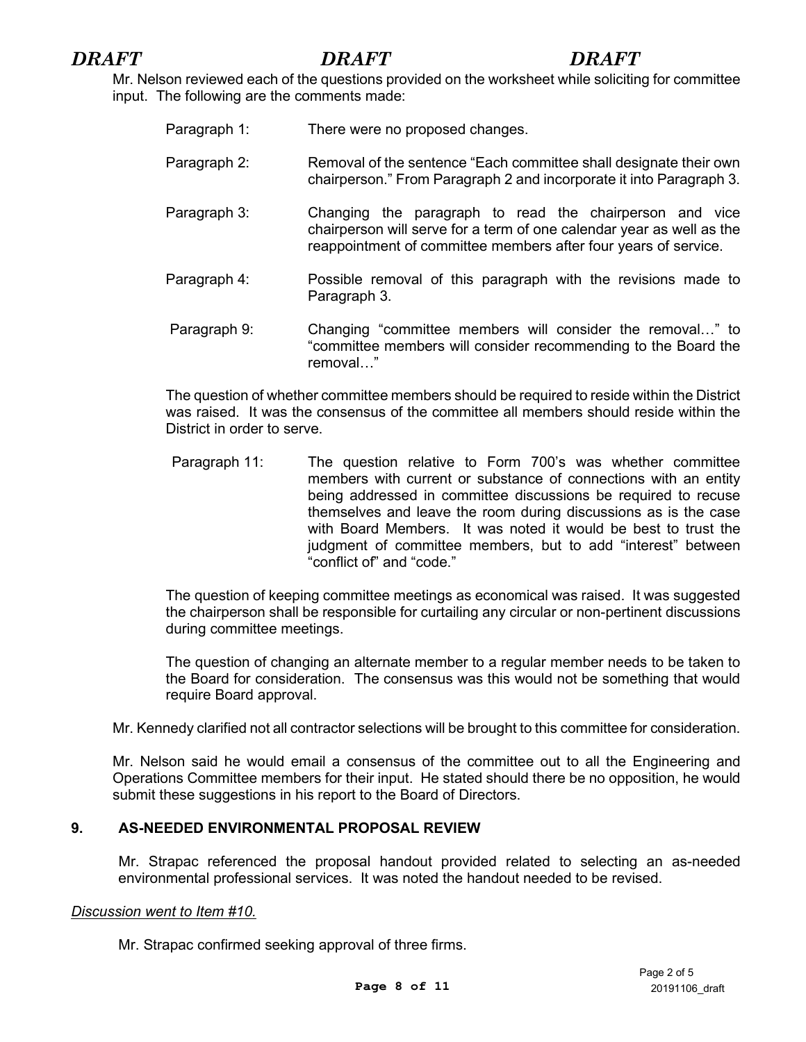DRAFT DRAFT DRAFT

Mr. Nelson reviewed each of the questions provided on the worksheet while soliciting for committee input. The following are the comments made:

Paragraph 1: There were no proposed changes.

Paragraph 2: Removal of the sentence "Each committee shall designate their own chairperson." From Paragraph 2 and incorporate it into Paragraph 3.

Paragraph 3: Changing the paragraph to read the chairperson and vice chairperson will serve for a term of one calendar year as well as the reappointment of committee members after four years of service.

Paragraph 4: Possible removal of this paragraph with the revisions made to Paragraph 3.

Paragraph 9: Changing "committee members will consider the removal…" to "committee members will consider recommending to the Board the removal…"

The question of whether committee members should be required to reside within the District was raised. It was the consensus of the committee all members should reside within the District in order to serve.

Paragraph 11: The question relative to Form 700's was whether committee members with current or substance of connections with an entity being addressed in committee discussions be required to recuse themselves and leave the room during discussions as is the case with Board Members. It was noted it would be best to trust the judgment of committee members, but to add "interest" between "conflict of" and "code."

The question of keeping committee meetings as economical was raised. It was suggested the chairperson shall be responsible for curtailing any circular or non-pertinent discussions during committee meetings.

The question of changing an alternate member to a regular member needs to be taken to the Board for consideration. The consensus was this would not be something that would require Board approval.

Mr. Kennedy clarified not all contractor selections will be brought to this committee for consideration.

Mr. Nelson said he would email a consensus of the committee out to all the Engineering and Operations Committee members for their input. He stated should there be no opposition, he would submit these suggestions in his report to the Board of Directors.

## 9. AS-NEEDED ENVIRONMENTAL PROPOSAL REVIEW

Mr. Strapac referenced the proposal handout provided related to selecting an as-needed environmental professional services. It was noted the handout needed to be revised.

*Discussion went to Item #10.*

Mr. Strapac confirmed seeking approval of three firms.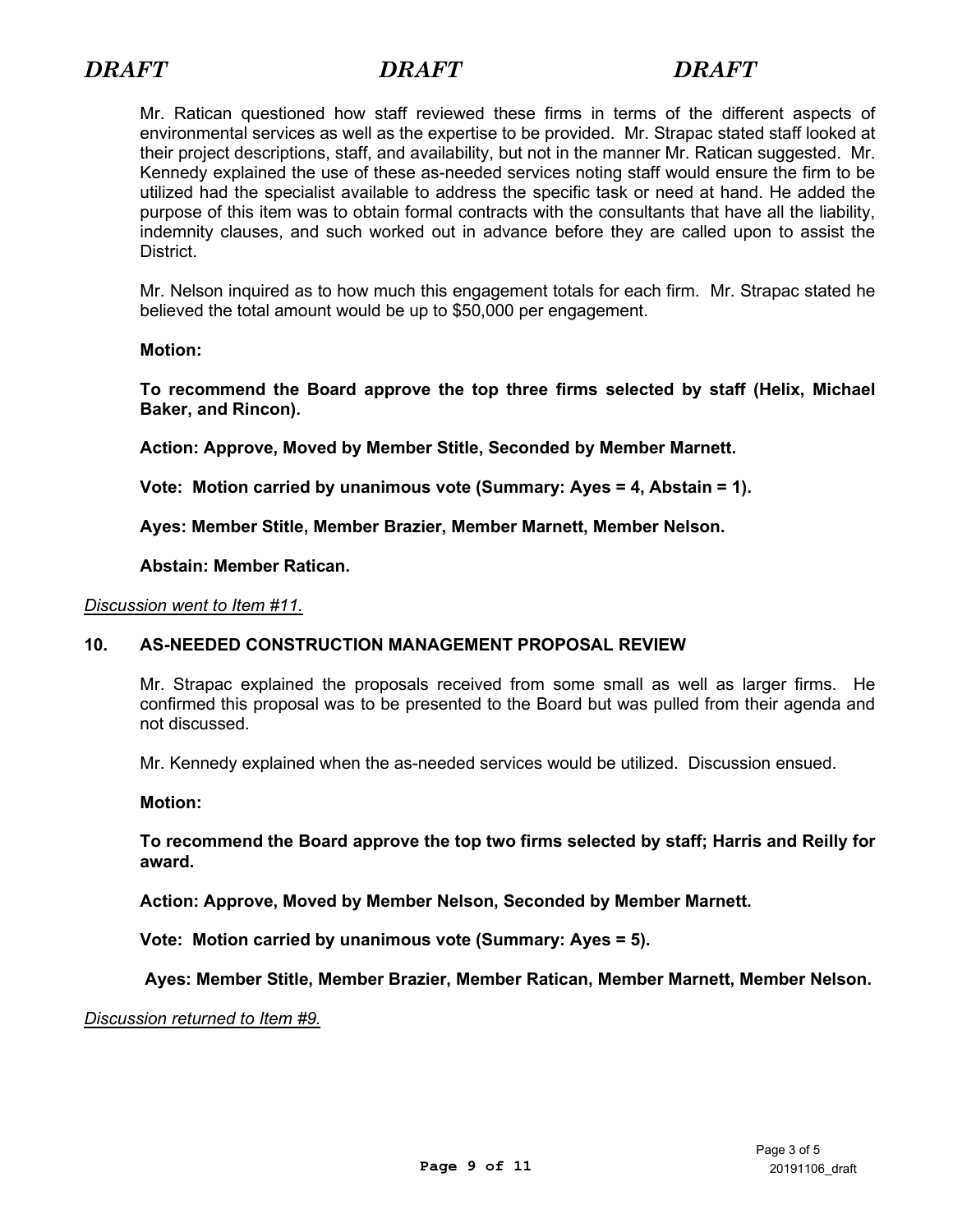Mr. Ratican questioned how staff reviewed these firms in terms of the different aspects of environmental services as well as the expertise to be provided. Mr. Strapac stated staff looked at their project descriptions, staff, and availability, but not in the manner Mr. Ratican suggested. Mr. Kennedy explained the use of these as-needed services noting staff would ensure the firm to be utilized had the specialist available to address the specific task or need at hand. He added the purpose of this item was to obtain formal contracts with the consultants that have all the liability, indemnity clauses, and such worked out in advance before they are called upon to assist the District.

Mr. Nelson inquired as to how much this engagement totals for each firm. Mr. Strapac stated he believed the total amount would be up to $50,000 per engagement.

**Motion:**

**To recommend the Board approve the top three firms selected by staff (Helix, Michael Baker, and Rincon).**

**Action: Approve, Moved by Member Stitle, Seconded by Member Marnett.**

**Vote: Motion carried by unanimous vote (Summary: Ayes = 4, Abstain = 1).**

**Ayes: Member Stitle, Member Brazier, Member Marnett, Member Nelson.**

**Abstain: Member Ratican.**

*Discussion went to Item #11.*

## 10. AS-NEEDED CONSTRUCTION MANAGEMENT PROPOSAL REVIEW

Mr. Strapac explained the proposals received from some small as well as larger firms. He confirmed this proposal was to be presented to the Board but was pulled from their agenda and not discussed.

Mr. Kennedy explained when the as-needed services would be utilized. Discussion ensued.

**Motion:**

**To recommend the Board approve the top two firms selected by staff; Harris and Reilly for award.**

**Action: Approve, Moved by Member Nelson, Seconded by Member Marnett.**

**Vote: Motion carried by unanimous vote (Summary: Ayes = 5).**

**Ayes: Member Stitle, Member Brazier, Member Ratican, Member Marnett, Member Nelson.**

*Discussion returned to Item #9.*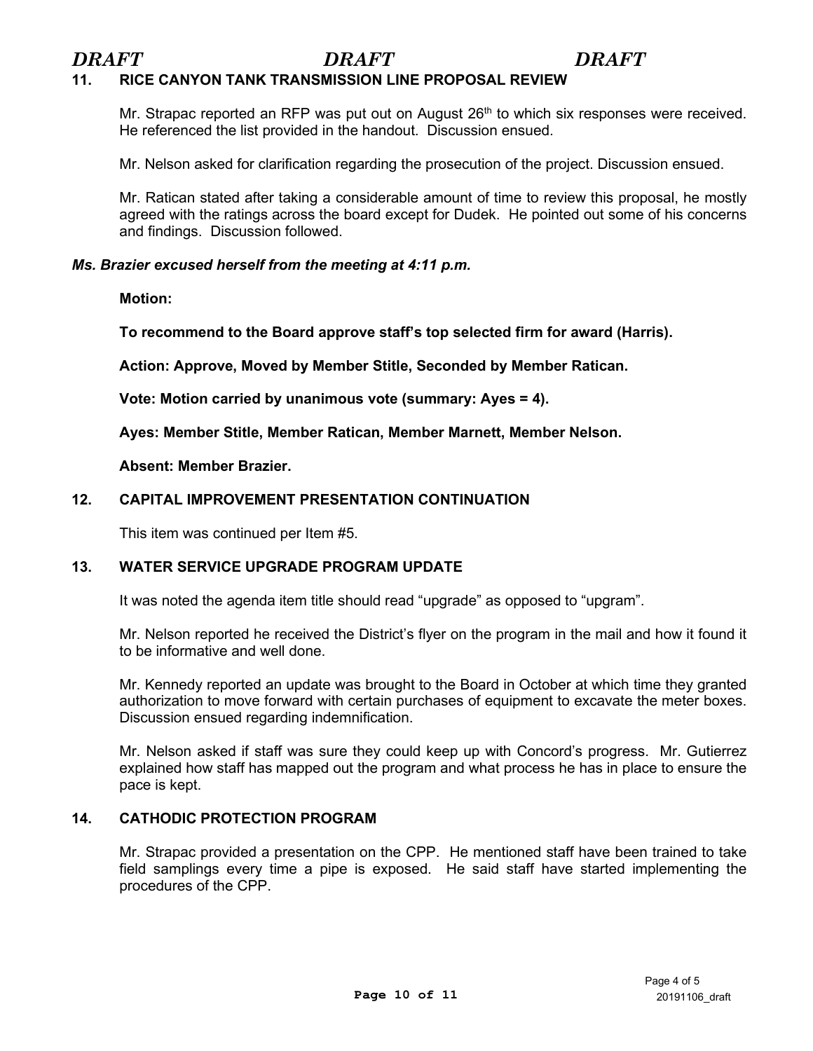*DRAFT DRAFT DRAFT*

## 11. RICE CANYON TANK TRANSMISSION LINE PROPOSAL REVIEW

Mr. Strapac reported an RFP was put out on August 26th to which six responses were received. He referenced the list provided in the handout. Discussion ensued.

Mr. Nelson asked for clarification regarding the prosecution of the project. Discussion ensued.

Mr. Ratican stated after taking a considerable amount of time to review this proposal, he mostly agreed with the ratings across the board except for Dudek. He pointed out some of his concerns and findings. Discussion followed.

***Ms. Brazier excused herself from the meeting at 4:11 p.m.***

**Motion:**

**To recommend to the Board approve staff's top selected firm for award (Harris).**

**Action: Approve, Moved by Member Stitle, Seconded by Member Ratican.**

**Vote: Motion carried by unanimous vote (summary: Ayes = 4).**

**Ayes: Member Stitle, Member Ratican, Member Marnett, Member Nelson.**

**Absent: Member Brazier.**

## 12. CAPITAL IMPROVEMENT PRESENTATION CONTINUATION

This item was continued per Item #5.

## 13. WATER SERVICE UPGRADE PROGRAM UPDATE

It was noted the agenda item title should read "upgrade" as opposed to "upgram".

Mr. Nelson reported he received the District's flyer on the program in the mail and how it found it to be informative and well done.

Mr. Kennedy reported an update was brought to the Board in October at which time they granted authorization to move forward with certain purchases of equipment to excavate the meter boxes. Discussion ensued regarding indemnification.

Mr. Nelson asked if staff was sure they could keep up with Concord's progress. Mr. Gutierrez explained how staff has mapped out the program and what process he has in place to ensure the pace is kept.

## 14. CATHODIC PROTECTION PROGRAM

Mr. Strapac provided a presentation on the CPP. He mentioned staff have been trained to take field samplings every time a pipe is exposed. He said staff have started implementing the procedures of the CPP.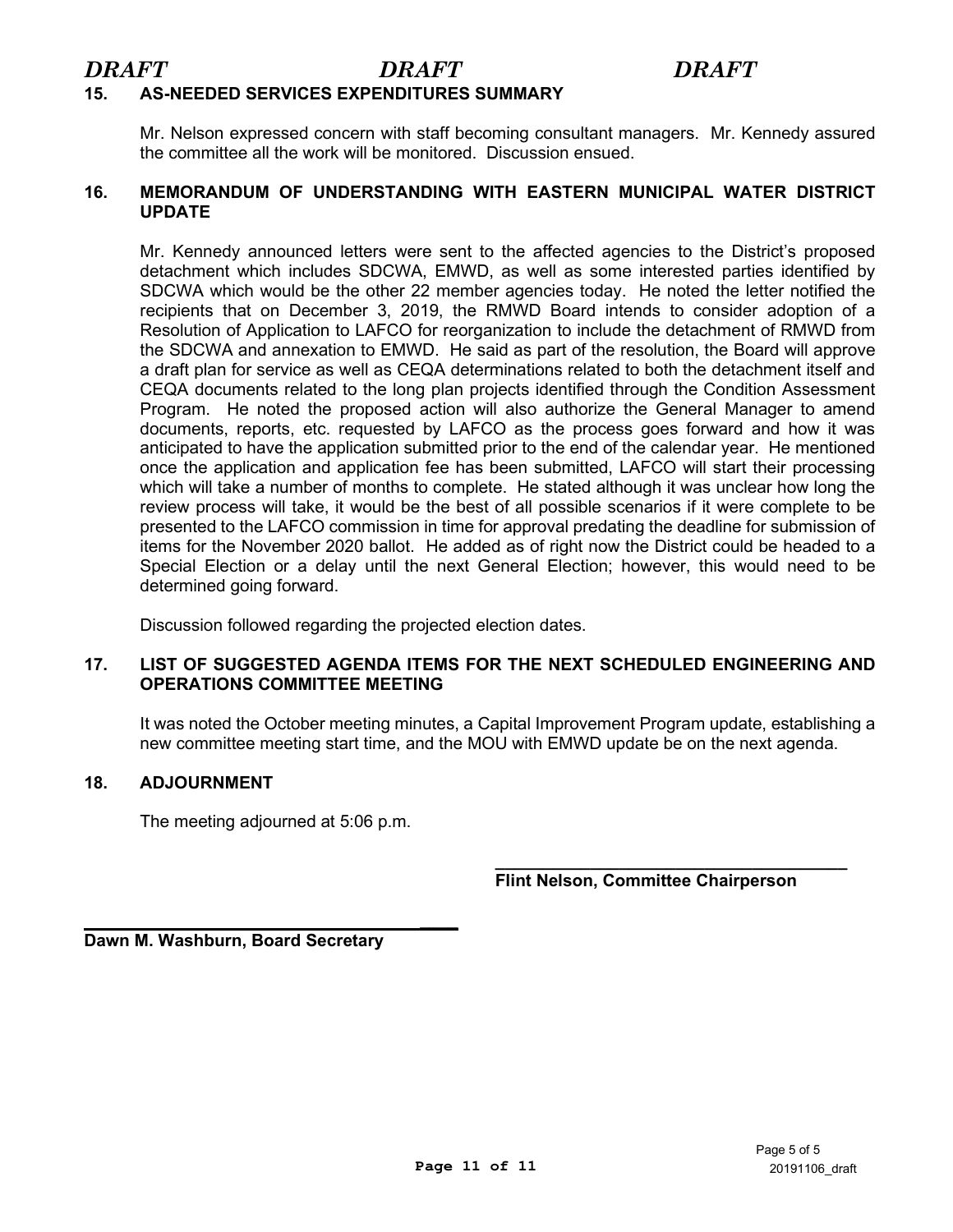*DRAFT* *DRAFT* *DRAFT*

**15. AS-NEEDED SERVICES EXPENDITURES SUMMARY**

Mr. Nelson expressed concern with staff becoming consultant managers. Mr. Kennedy assured the committee all the work will be monitored. Discussion ensued.

**16. MEMORANDUM OF UNDERSTANDING WITH EASTERN MUNICIPAL WATER DISTRICT UPDATE**

Mr. Kennedy announced letters were sent to the affected agencies to the District's proposed detachment which includes SDCWA, EMWD, as well as some interested parties identified by SDCWA which would be the other 22 member agencies today. He noted the letter notified the recipients that on December 3, 2019, the RMWD Board intends to consider adoption of a Resolution of Application to LAFCO for reorganization to include the detachment of RMWD from the SDCWA and annexation to EMWD. He said as part of the resolution, the Board will approve a draft plan for service as well as CEQA determinations related to both the detachment itself and CEQA documents related to the long plan projects identified through the Condition Assessment Program. He noted the proposed action will also authorize the General Manager to amend documents, reports, etc. requested by LAFCO as the process goes forward and how it was anticipated to have the application submitted prior to the end of the calendar year. He mentioned once the application and application fee has been submitted, LAFCO will start their processing which will take a number of months to complete. He stated although it was unclear how long the review process will take, it would be the best of all possible scenarios if it were complete to be presented to the LAFCO commission in time for approval predating the deadline for submission of items for the November 2020 ballot. He added as of right now the District could be headed to a Special Election or a delay until the next General Election; however, this would need to be determined going forward.

Discussion followed regarding the projected election dates.

**17. LIST OF SUGGESTED AGENDA ITEMS FOR THE NEXT SCHEDULED ENGINEERING AND OPERATIONS COMMITTEE MEETING**

It was noted the October meeting minutes, a Capital Improvement Program update, establishing a new committee meeting start time, and the MOU with EMWD update be on the next agenda.

**18. ADJOURNMENT**

The meeting adjourned at 5:06 p.m.

______________________________________
**Flint Nelson, Committee Chairperson**

______________________________________
**Dawn M. Washburn, Board Secretary**